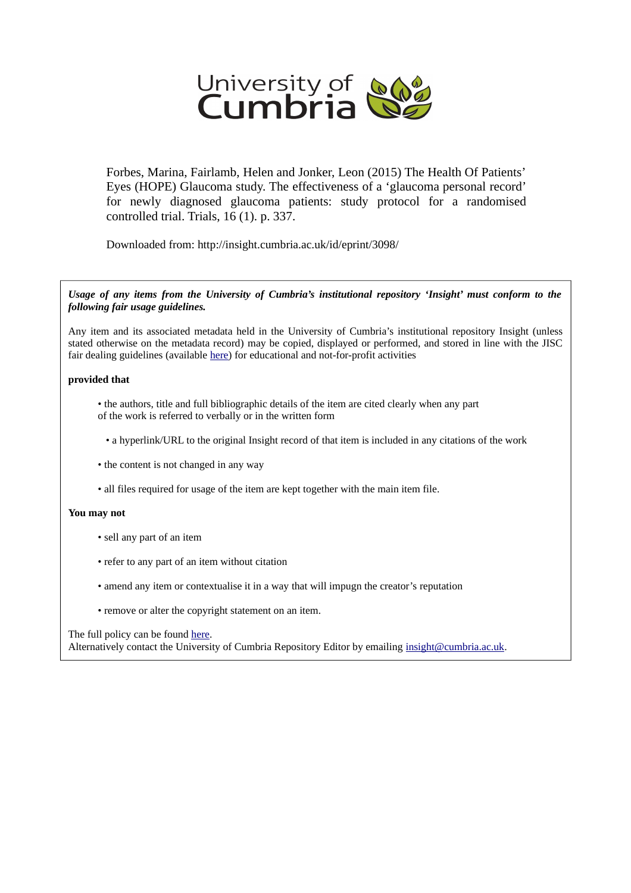University of Cumbria

Forbes, Marina, Fairlamb, Helen and Jonker, Leon (2015) The Health Of Patients' Eyes (HOPE) Glaucoma study. The effectiveness of a 'glaucoma personal record' for newly diagnosed glaucoma patients: study protocol for a randomised controlled trial. Trials, 16 (1). p. 337.

Downloaded from: http://insight.cumbria.ac.uk/id/eprint/3098/

***Usage of any items from the University of Cumbria's institutional repository 'Insight' must conform to the following fair usage guidelines.***

Any item and its associated metadata held in the University of Cumbria's institutional repository Insight (unless stated otherwise on the metadata record) may be copied, displayed or performed, and stored in line with the JISC fair dealing guidelines (available here) for educational and not-for-profit activities

**provided that**

- the authors, title and full bibliographic details of the item are cited clearly when any part of the work is referred to verbally or in the written form
- a hyperlink/URL to the original Insight record of that item is included in any citations of the work
- the content is not changed in any way
- all files required for usage of the item are kept together with the main item file.

**You may not**

- sell any part of an item
- refer to any part of an item without citation
- amend any item or contextualise it in a way that will impugn the creator's reputation
- remove or alter the copyright statement on an item.

The full policy can be found here.
Alternatively contact the University of Cumbria Repository Editor by emailing insight@cumbria.ac.uk.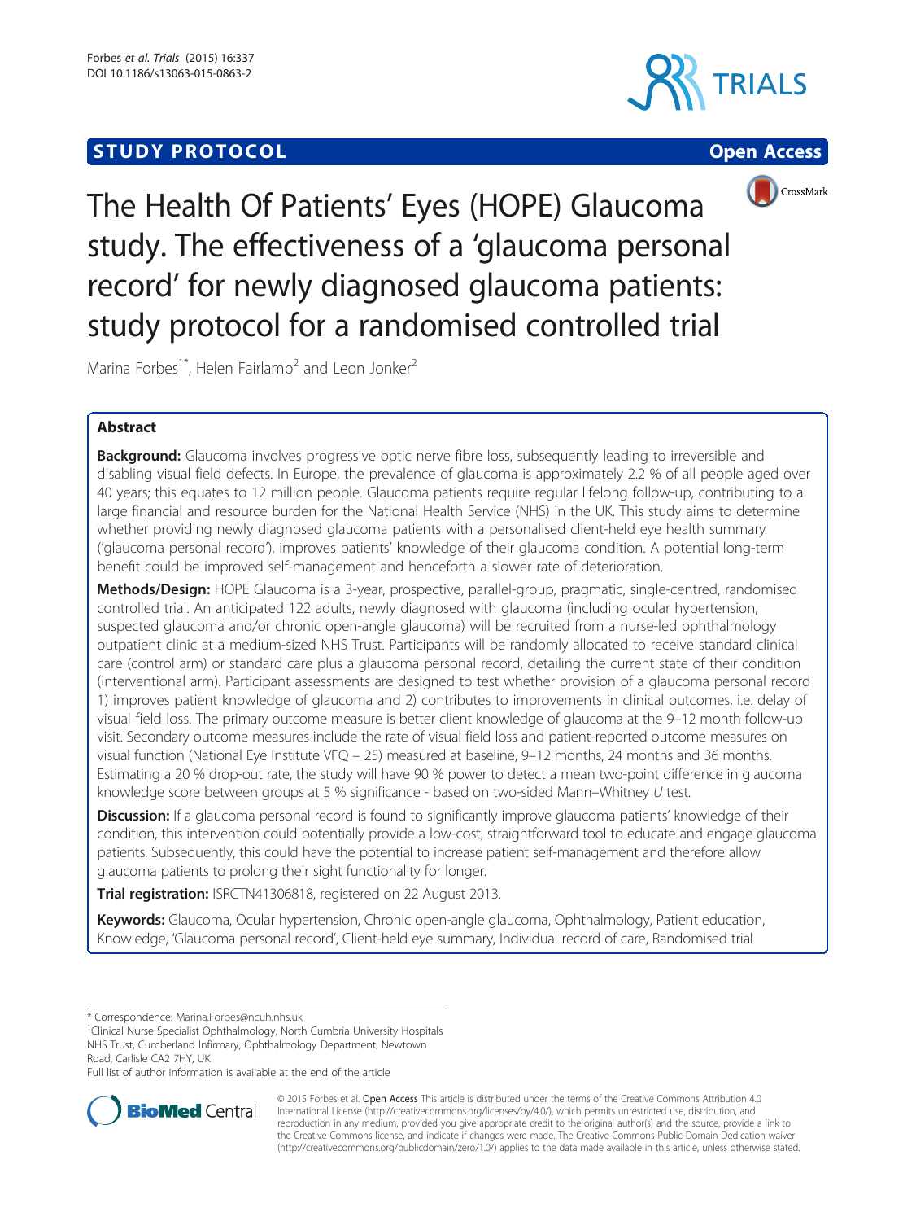# The Health Of Patients' Eyes (HOPE) Glaucoma study. The effectiveness of a 'glaucoma personal record' for newly diagnosed glaucoma patients: study protocol for a randomised controlled trial

Marina Forbes[1*], Helen Fairlamb[2] and Leon Jonker[2]

## Abstract

**Background:** Glaucoma involves progressive optic nerve fibre loss, subsequently leading to irreversible and disabling visual field defects. In Europe, the prevalence of glaucoma is approximately 2.2 % of all people aged over 40 years; this equates to 12 million people. Glaucoma patients require regular lifelong follow-up, contributing to a large financial and resource burden for the National Health Service (NHS) in the UK. This study aims to determine whether providing newly diagnosed glaucoma patients with a personalised client-held eye health summary ('glaucoma personal record'), improves patients' knowledge of their glaucoma condition. A potential long-term benefit could be improved self-management and henceforth a slower rate of deterioration.

**Methods/Design:** HOPE Glaucoma is a 3-year, prospective, parallel-group, pragmatic, single-centred, randomised controlled trial. An anticipated 122 adults, newly diagnosed with glaucoma (including ocular hypertension, suspected glaucoma and/or chronic open-angle glaucoma) will be recruited from a nurse-led ophthalmology outpatient clinic at a medium-sized NHS Trust. Participants will be randomly allocated to receive standard clinical care (control arm) or standard care plus a glaucoma personal record, detailing the current state of their condition (interventional arm). Participant assessments are designed to test whether provision of a glaucoma personal record 1) improves patient knowledge of glaucoma and 2) contributes to improvements in clinical outcomes, i.e. delay of visual field loss. The primary outcome measure is better client knowledge of glaucoma at the 9–12 month follow-up visit. Secondary outcome measures include the rate of visual field loss and patient-reported outcome measures on visual function (National Eye Institute VFQ – 25) measured at baseline, 9–12 months, 24 months and 36 months. Estimating a 20 % drop-out rate, the study will have 90 % power to detect a mean two-point difference in glaucoma knowledge score between groups at 5 % significance - based on two-sided Mann–Whitney *U* test.

**Discussion:** If a glaucoma personal record is found to significantly improve glaucoma patients' knowledge of their condition, this intervention could potentially provide a low-cost, straightforward tool to educate and engage glaucoma patients. Subsequently, this could have the potential to increase patient self-management and therefore allow glaucoma patients to prolong their sight functionality for longer.

**Trial registration:** ISRCTN41306818, registered on 22 August 2013.

**Keywords:** Glaucoma, Ocular hypertension, Chronic open-angle glaucoma, Ophthalmology, Patient education, Knowledge, 'Glaucoma personal record', Client-held eye summary, Individual record of care, Randomised trial

\* Correspondence: Marina.Forbes@ncuh.nhs.uk
[1]Clinical Nurse Specialist Ophthalmology, North Cumbria University Hospitals NHS Trust, Cumberland Infirmary, Ophthalmology Department, Newtown Road, Carlisle CA2 7HY, UK
Full list of author information is available at the end of the article

© 2015 Forbes et al. Open Access This article is distributed under the terms of the Creative Commons Attribution 4.0 International License (http://creativecommons.org/licenses/by/4.0/), which permits unrestricted use, distribution, and reproduction in any medium, provided you give appropriate credit to the original author(s) and the source, provide a link to the Creative Commons license, and indicate if changes were made. The Creative Commons Public Domain Dedication waiver (http://creativecommons.org/publicdomain/zero/1.0/) applies to the data made available in this article, unless otherwise stated.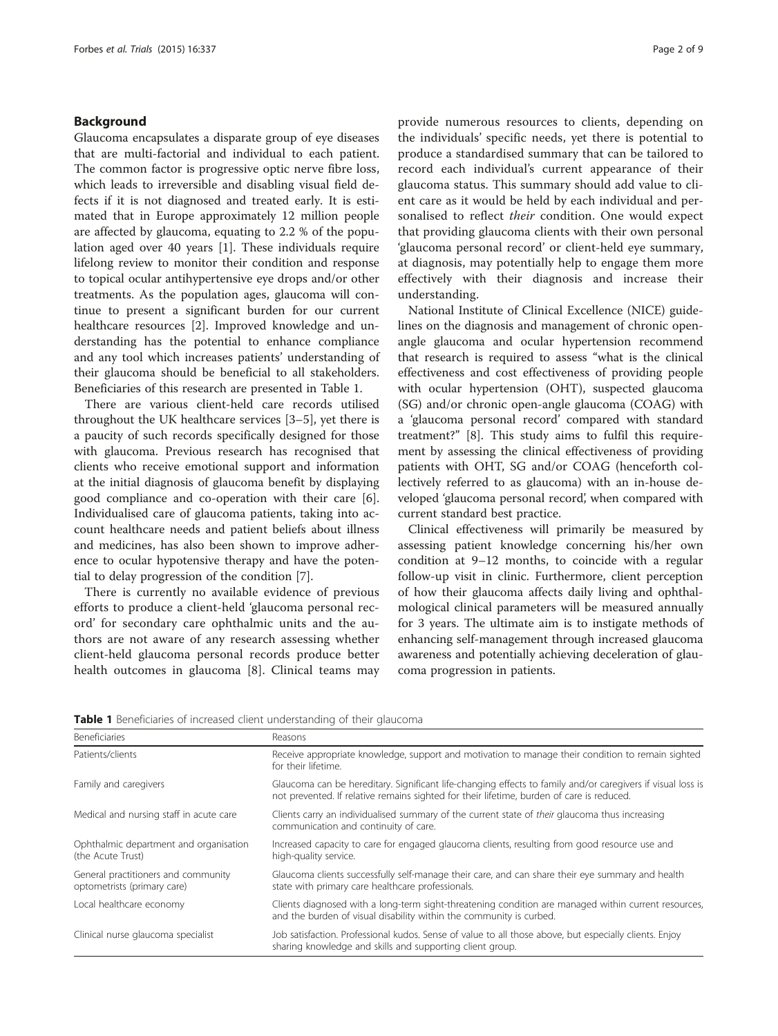## Background

Glaucoma encapsulates a disparate group of eye diseases that are multi-factorial and individual to each patient. The common factor is progressive optic nerve fibre loss, which leads to irreversible and disabling visual field defects if it is not diagnosed and treated early. It is estimated that in Europe approximately 12 million people are affected by glaucoma, equating to 2.2 % of the population aged over 40 years [1]. These individuals require lifelong review to monitor their condition and response to topical ocular antihypertensive eye drops and/or other treatments. As the population ages, glaucoma will continue to present a significant burden for our current healthcare resources [2]. Improved knowledge and understanding has the potential to enhance compliance and any tool which increases patients' understanding of their glaucoma should be beneficial to all stakeholders. Beneficiaries of this research are presented in Table 1.

There are various client-held care records utilised throughout the UK healthcare services [3–5], yet there is a paucity of such records specifically designed for those with glaucoma. Previous research has recognised that clients who receive emotional support and information at the initial diagnosis of glaucoma benefit by displaying good compliance and co-operation with their care [6]. Individualised care of glaucoma patients, taking into account healthcare needs and patient beliefs about illness and medicines, has also been shown to improve adherence to ocular hypotensive therapy and have the potential to delay progression of the condition [7].

There is currently no available evidence of previous efforts to produce a client-held 'glaucoma personal record' for secondary care ophthalmic units and the authors are not aware of any research assessing whether client-held glaucoma personal records produce better health outcomes in glaucoma [8]. Clinical teams may provide numerous resources to clients, depending on the individuals' specific needs, yet there is potential to produce a standardised summary that can be tailored to record each individual's current appearance of their glaucoma status. This summary should add value to client care as it would be held by each individual and personalised to reflect *their* condition. One would expect that providing glaucoma clients with their own personal 'glaucoma personal record' or client-held eye summary, at diagnosis, may potentially help to engage them more effectively with their diagnosis and increase their understanding.

National Institute of Clinical Excellence (NICE) guidelines on the diagnosis and management of chronic open-angle glaucoma and ocular hypertension recommend that research is required to assess "what is the clinical effectiveness and cost effectiveness of providing people with ocular hypertension (OHT), suspected glaucoma (SG) and/or chronic open-angle glaucoma (COAG) with a 'glaucoma personal record' compared with standard treatment?" [8]. This study aims to fulfil this requirement by assessing the clinical effectiveness of providing patients with OHT, SG and/or COAG (henceforth collectively referred to as glaucoma) with an in-house developed 'glaucoma personal record', when compared with current standard best practice.

Clinical effectiveness will primarily be measured by assessing patient knowledge concerning his/her own condition at 9–12 months, to coincide with a regular follow-up visit in clinic. Furthermore, client perception of how their glaucoma affects daily living and ophthalmological clinical parameters will be measured annually for 3 years. The ultimate aim is to instigate methods of enhancing self-management through increased glaucoma awareness and potentially achieving deceleration of glaucoma progression in patients.

**Table 1** Beneficiaries of increased client understanding of their glaucoma

| Beneficiaries | Reasons |
| --- | --- |
| Patients/clients | Receive appropriate knowledge, support and motivation to manage their condition to remain sighted for their lifetime. |
| Family and caregivers | Glaucoma can be hereditary. Significant life-changing effects to family and/or caregivers if visual loss is not prevented. If relative remains sighted for their lifetime, burden of care is reduced. |
| Medical and nursing staff in acute care | Clients carry an individualised summary of the current state of *their* glaucoma thus increasing communication and continuity of care. |
| Ophthalmic department and organisation (the Acute Trust) | Increased capacity to care for engaged glaucoma clients, resulting from good resource use and high-quality service. |
| General practitioners and community optometrists (primary care) | Glaucoma clients successfully self-manage their care, and can share their eye summary and health state with primary care healthcare professionals. |
| Local healthcare economy | Clients diagnosed with a long-term sight-threatening condition are managed within current resources, and the burden of visual disability within the community is curbed. |
| Clinical nurse glaucoma specialist | Job satisfaction. Professional kudos. Sense of value to all those above, but especially clients. Enjoy sharing knowledge and skills and supporting client group. |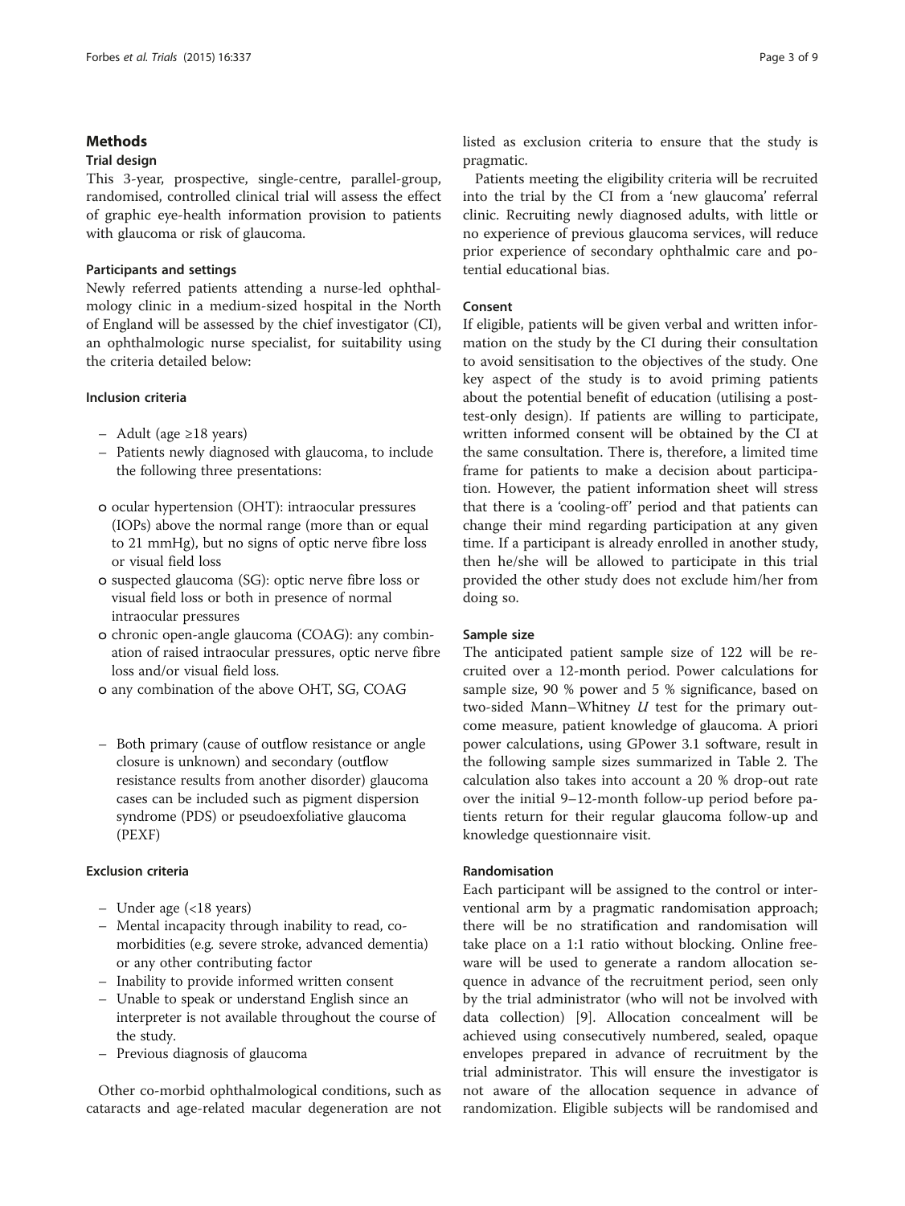## Methods

### Trial design

This 3-year, prospective, single-centre, parallel-group, randomised, controlled clinical trial will assess the effect of graphic eye-health information provision to patients with glaucoma or risk of glaucoma.

### Participants and settings

Newly referred patients attending a nurse-led ophthalmology clinic in a medium-sized hospital in the North of England will be assessed by the chief investigator (CI), an ophthalmologic nurse specialist, for suitability using the criteria detailed below:

#### Inclusion criteria

- Adult (age ≥18 years)
- Patients newly diagnosed with glaucoma, to include the following three presentations:

  - ocular hypertension (OHT): intraocular pressures (IOPs) above the normal range (more than or equal to 21 mmHg), but no signs of optic nerve fibre loss or visual field loss
  - suspected glaucoma (SG): optic nerve fibre loss or visual field loss or both in presence of normal intraocular pressures
  - chronic open-angle glaucoma (COAG): any combination of raised intraocular pressures, optic nerve fibre loss and/or visual field loss.
  - any combination of the above OHT, SG, COAG

- Both primary (cause of outflow resistance or angle closure is unknown) and secondary (outflow resistance results from another disorder) glaucoma cases can be included such as pigment dispersion syndrome (PDS) or pseudoexfoliative glaucoma (PEXF)

#### Exclusion criteria

- Under age (<18 years)
- Mental incapacity through inability to read, co-morbidities (e.g. severe stroke, advanced dementia) or any other contributing factor
- Inability to provide informed written consent
- Unable to speak or understand English since an interpreter is not available throughout the course of the study.
- Previous diagnosis of glaucoma

Other co-morbid ophthalmological conditions, such as cataracts and age-related macular degeneration are not listed as exclusion criteria to ensure that the study is pragmatic.

Patients meeting the eligibility criteria will be recruited into the trial by the CI from a 'new glaucoma' referral clinic. Recruiting newly diagnosed adults, with little or no experience of previous glaucoma services, will reduce prior experience of secondary ophthalmic care and potential educational bias.

### Consent

If eligible, patients will be given verbal and written information on the study by the CI during their consultation to avoid sensitisation to the objectives of the study. One key aspect of the study is to avoid priming patients about the potential benefit of education (utilising a post-test-only design). If patients are willing to participate, written informed consent will be obtained by the CI at the same consultation. There is, therefore, a limited time frame for patients to make a decision about participation. However, the patient information sheet will stress that there is a 'cooling-off' period and that patients can change their mind regarding participation at any given time. If a participant is already enrolled in another study, then he/she will be allowed to participate in this trial provided the other study does not exclude him/her from doing so.

### Sample size

The anticipated patient sample size of 122 will be recruited over a 12-month period. Power calculations for sample size, 90 % power and 5 % significance, based on two-sided Mann–Whitney *U* test for the primary outcome measure, patient knowledge of glaucoma. A priori power calculations, using GPower 3.1 software, result in the following sample sizes summarized in Table 2. The calculation also takes into account a 20 % drop-out rate over the initial 9–12-month follow-up period before patients return for their regular glaucoma follow-up and knowledge questionnaire visit.

### Randomisation

Each participant will be assigned to the control or interventional arm by a pragmatic randomisation approach; there will be no stratification and randomisation will take place on a 1:1 ratio without blocking. Online freeware will be used to generate a random allocation sequence in advance of the recruitment period, seen only by the trial administrator (who will not be involved with data collection) [9]. Allocation concealment will be achieved using consecutively numbered, sealed, opaque envelopes prepared in advance of recruitment by the trial administrator. This will ensure the investigator is not aware of the allocation sequence in advance of randomization. Eligible subjects will be randomised and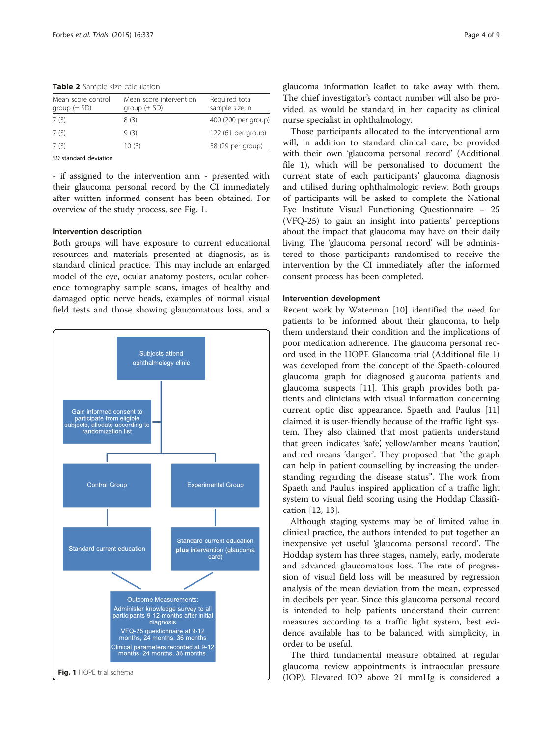**Table 2** Sample size calculation

| Mean score control group (± SD) | Mean score intervention group (± SD) | Required total sample size, n |
|---|---|---|
| 7 (3) | 8 (3) | 400 (200 per group) |
| 7 (3) | 9 (3) | 122 (61 per group) |
| 7 (3) | 10 (3) | 58 (29 per group) |

*SD* standard deviation

- if assigned to the intervention arm - presented with their glaucoma personal record by the CI immediately after written informed consent has been obtained. For overview of the study process, see Fig. 1.

### Intervention description

Both groups will have exposure to current educational resources and materials presented at diagnosis, as is standard clinical practice. This may include an enlarged model of the eye, ocular anatomy posters, ocular coherence tomography sample scans, images of healthy and damaged optic nerve heads, examples of normal visual field tests and those showing glaucomatous loss, and a glaucoma information leaflet to take away with them. The chief investigator's contact number will also be provided, as would be standard in her capacity as clinical nurse specialist in ophthalmology.

Those participants allocated to the interventional arm will, in addition to standard clinical care, be provided with their own 'glaucoma personal record' (Additional file 1), which will be personalised to document the current state of each participants' glaucoma diagnosis and utilised during ophthalmologic review. Both groups of participants will be asked to complete the National Eye Institute Visual Functioning Questionnaire – 25 (VFQ-25) to gain an insight into patients' perceptions about the impact that glaucoma may have on their daily living. The 'glaucoma personal record' will be administered to those participants randomised to receive the intervention by the CI immediately after the informed consent process has been completed.

Subjects attend ophthalmology clinic → Gain informed consent to participate from eligible subjects, allocate according to randomization list → Control Group / Experimental Group

Control Group → Standard current education

Experimental Group → Standard current education **plus** intervention (glaucoma card)

Outcome Measurements:
Administer knowledge survey to all participants 9-12 months after initial diagnosis
VFQ-25 questionnaire at 9-12 months, 24 months, 36 months
Clinical parameters recorded at 9-12 months, 24 months, 36 months

**Fig. 1** HOPE trial schema

### Intervention development

Recent work by Waterman [10] identified the need for patients to be informed about their glaucoma, to help them understand their condition and the implications of poor medication adherence. The glaucoma personal record used in the HOPE Glaucoma trial (Additional file 1) was developed from the concept of the Spaeth-coloured glaucoma graph for diagnosed glaucoma patients and glaucoma suspects [11]. This graph provides both patients and clinicians with visual information concerning current optic disc appearance. Spaeth and Paulus [11] claimed it is user-friendly because of the traffic light system. They also claimed that most patients understand that green indicates 'safe', yellow/amber means 'caution', and red means 'danger'. They proposed that "the graph can help in patient counselling by increasing the understanding regarding the disease status". The work from Spaeth and Paulus inspired application of a traffic light system to visual field scoring using the Hoddap Classification [12, 13].

Although staging systems may be of limited value in clinical practice, the authors intended to put together an inexpensive yet useful 'glaucoma personal record'. The Hoddap system has three stages, namely, early, moderate and advanced glaucomatous loss. The rate of progression of visual field loss will be measured by regression analysis of the mean deviation from the mean, expressed in decibels per year. Since this glaucoma personal record is intended to help patients understand their current measures according to a traffic light system, best evidence available has to be balanced with simplicity, in order to be useful.

The third fundamental measure obtained at regular glaucoma review appointments is intraocular pressure (IOP). Elevated IOP above 21 mmHg is considered a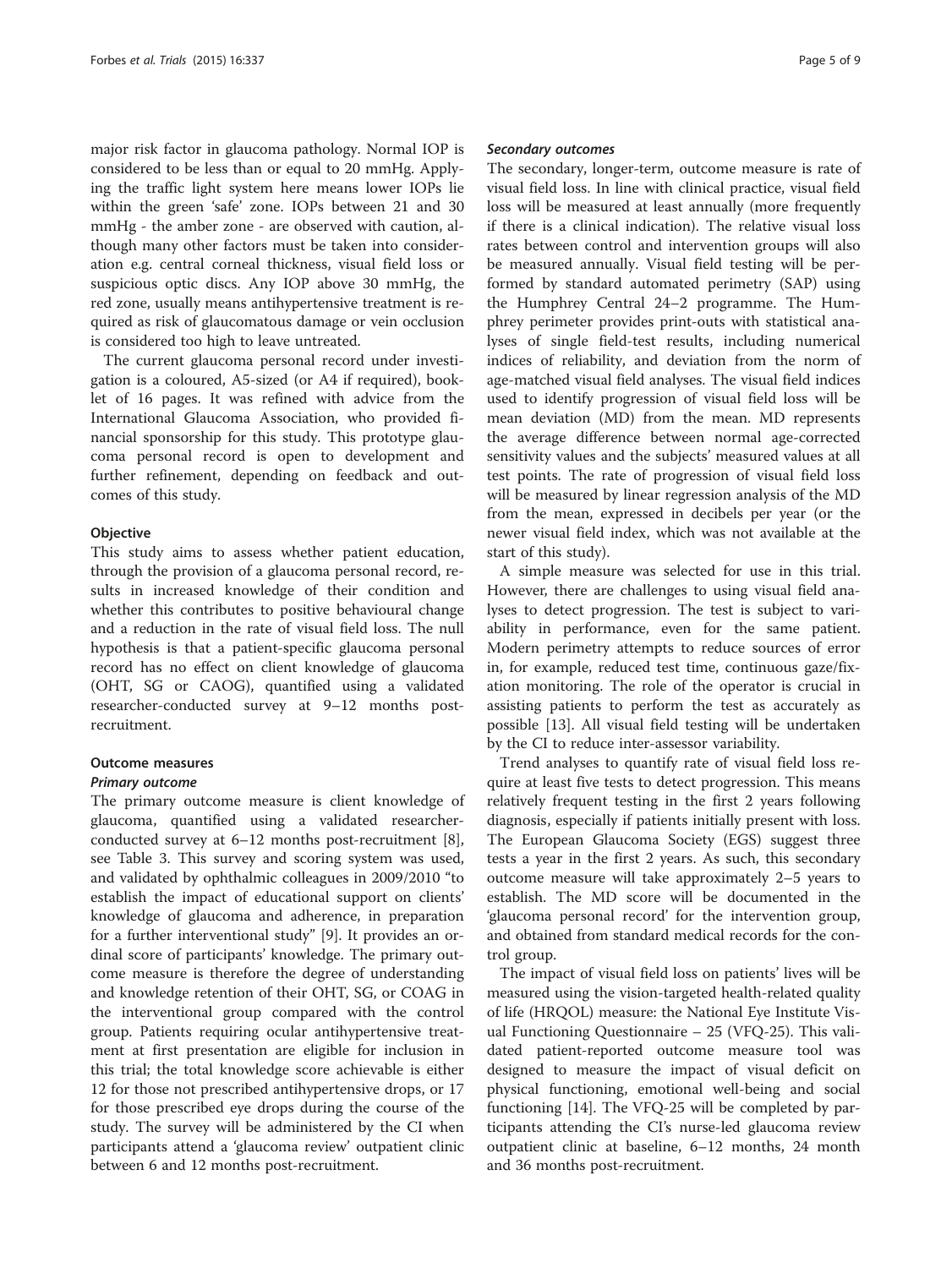major risk factor in glaucoma pathology. Normal IOP is considered to be less than or equal to 20 mmHg. Applying the traffic light system here means lower IOPs lie within the green 'safe' zone. IOPs between 21 and 30 mmHg - the amber zone - are observed with caution, although many other factors must be taken into consideration e.g. central corneal thickness, visual field loss or suspicious optic discs. Any IOP above 30 mmHg, the red zone, usually means antihypertensive treatment is required as risk of glaucomatous damage or vein occlusion is considered too high to leave untreated.

The current glaucoma personal record under investigation is a coloured, A5-sized (or A4 if required), booklet of 16 pages. It was refined with advice from the International Glaucoma Association, who provided financial sponsorship for this study. This prototype glaucoma personal record is open to development and further refinement, depending on feedback and outcomes of this study.

### Objective

This study aims to assess whether patient education, through the provision of a glaucoma personal record, results in increased knowledge of their condition and whether this contributes to positive behavioural change and a reduction in the rate of visual field loss. The null hypothesis is that a patient-specific glaucoma personal record has no effect on client knowledge of glaucoma (OHT, SG or CAOG), quantified using a validated researcher-conducted survey at 9–12 months post-recruitment.

### Outcome measures

#### Primary outcome

The primary outcome measure is client knowledge of glaucoma, quantified using a validated researcher-conducted survey at 6–12 months post-recruitment [8], see Table 3. This survey and scoring system was used, and validated by ophthalmic colleagues in 2009/2010 "to establish the impact of educational support on clients' knowledge of glaucoma and adherence, in preparation for a further interventional study" [9]. It provides an ordinal score of participants' knowledge. The primary outcome measure is therefore the degree of understanding and knowledge retention of their OHT, SG, or COAG in the interventional group compared with the control group. Patients requiring ocular antihypertensive treatment at first presentation are eligible for inclusion in this trial; the total knowledge score achievable is either 12 for those not prescribed antihypertensive drops, or 17 for those prescribed eye drops during the course of the study. The survey will be administered by the CI when participants attend a 'glaucoma review' outpatient clinic between 6 and 12 months post-recruitment.

#### Secondary outcomes

The secondary, longer-term, outcome measure is rate of visual field loss. In line with clinical practice, visual field loss will be measured at least annually (more frequently if there is a clinical indication). The relative visual loss rates between control and intervention groups will also be measured annually. Visual field testing will be performed by standard automated perimetry (SAP) using the Humphrey Central 24–2 programme. The Humphrey perimeter provides print-outs with statistical analyses of single field-test results, including numerical indices of reliability, and deviation from the norm of age-matched visual field analyses. The visual field indices used to identify progression of visual field loss will be mean deviation (MD) from the mean. MD represents the average difference between normal age-corrected sensitivity values and the subjects' measured values at all test points. The rate of progression of visual field loss will be measured by linear regression analysis of the MD from the mean, expressed in decibels per year (or the newer visual field index, which was not available at the start of this study).

A simple measure was selected for use in this trial. However, there are challenges to using visual field analyses to detect progression. The test is subject to variability in performance, even for the same patient. Modern perimetry attempts to reduce sources of error in, for example, reduced test time, continuous gaze/fixation monitoring. The role of the operator is crucial in assisting patients to perform the test as accurately as possible [13]. All visual field testing will be undertaken by the CI to reduce inter-assessor variability.

Trend analyses to quantify rate of visual field loss require at least five tests to detect progression. This means relatively frequent testing in the first 2 years following diagnosis, especially if patients initially present with loss. The European Glaucoma Society (EGS) suggest three tests a year in the first 2 years. As such, this secondary outcome measure will take approximately 2–5 years to establish. The MD score will be documented in the 'glaucoma personal record' for the intervention group, and obtained from standard medical records for the control group.

The impact of visual field loss on patients' lives will be measured using the vision-targeted health-related quality of life (HRQOL) measure: the National Eye Institute Visual Functioning Questionnaire – 25 (VFQ-25). This validated patient-reported outcome measure tool was designed to measure the impact of visual deficit on physical functioning, emotional well-being and social functioning [14]. The VFQ-25 will be completed by participants attending the CI's nurse-led glaucoma review outpatient clinic at baseline, 6–12 months, 24 month and 36 months post-recruitment.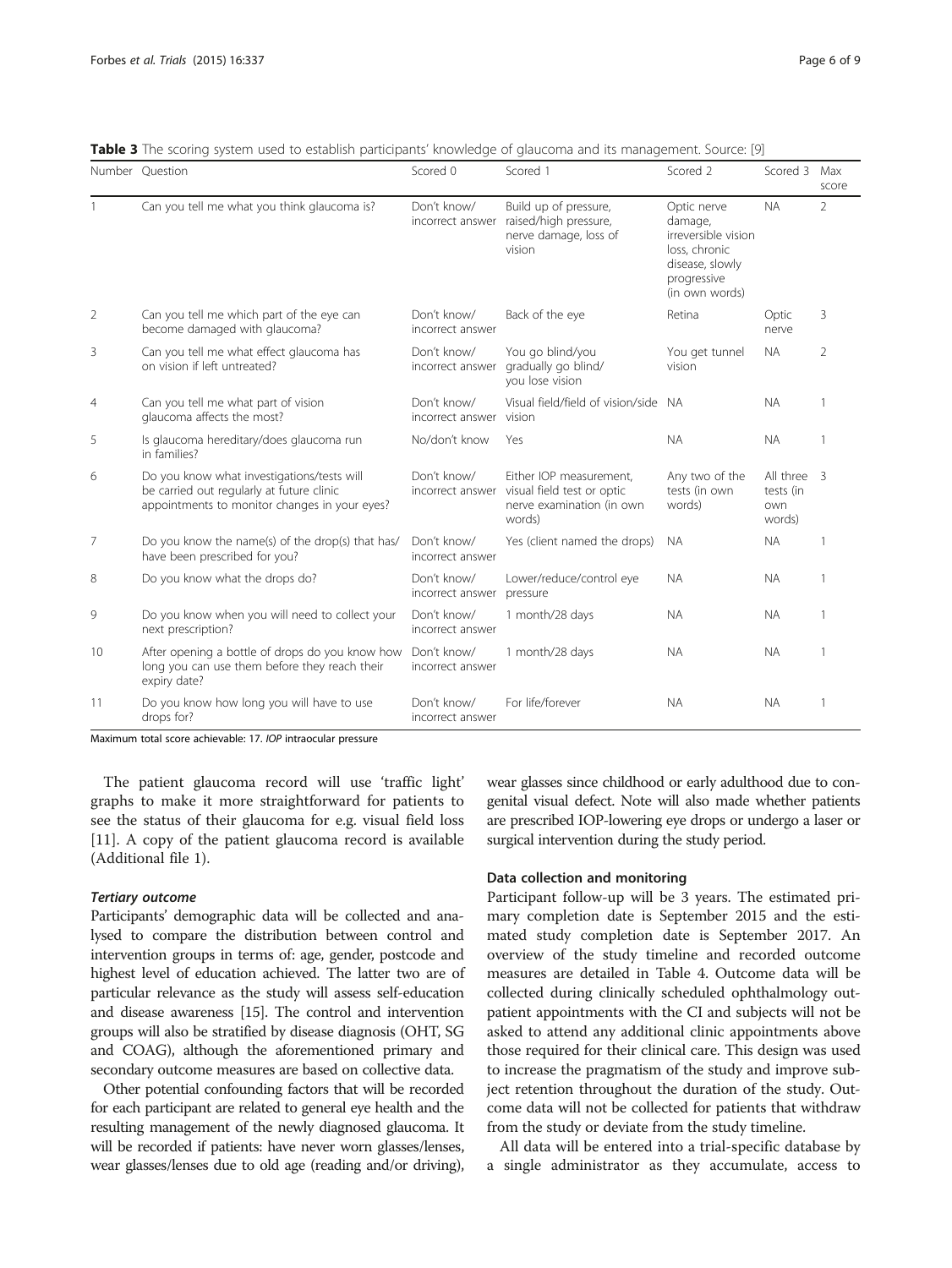**Table 3** The scoring system used to establish participants' knowledge of glaucoma and its management. Source: [9]

| Number | Question | Scored 0 | Scored 1 | Scored 2 | Scored 3 | Max score |
|---|---|---|---|---|---|---|
| 1 | Can you tell me what you think glaucoma is? | Don't know/ incorrect answer | Build up of pressure, raised/high pressure, nerve damage, loss of vision | Optic nerve damage, irreversible vision loss, chronic disease, slowly progressive (in own words) | NA | 2 |
| 2 | Can you tell me which part of the eye can become damaged with glaucoma? | Don't know/ incorrect answer | Back of the eye | Retina | Optic nerve | 3 |
| 3 | Can you tell me what effect glaucoma has on vision if left untreated? | Don't know/ incorrect answer | You go blind/you gradually go blind/ you lose vision | You get tunnel vision | NA | 2 |
| 4 | Can you tell me what part of vision glaucoma affects the most? | Don't know/ incorrect answer | Visual field/field of vision/side vision | NA | NA | 1 |
| 5 | Is glaucoma hereditary/does glaucoma run in families? | No/don't know | Yes | NA | NA | 1 |
| 6 | Do you know what investigations/tests will be carried out regularly at future clinic appointments to monitor changes in your eyes? | Don't know/ incorrect answer | Either IOP measurement, visual field test or optic nerve examination (in own words) | Any two of the tests (in own words) | All three tests (in own words) | 3 |
| 7 | Do you know the name(s) of the drop(s) that has/ have been prescribed for you? | Don't know/ incorrect answer | Yes (client named the drops) | NA | NA | 1 |
| 8 | Do you know what the drops do? | Don't know/ incorrect answer | Lower/reduce/control eye pressure | NA | NA | 1 |
| 9 | Do you know when you will need to collect your next prescription? | Don't know/ incorrect answer | 1 month/28 days | NA | NA | 1 |
| 10 | After opening a bottle of drops do you know how long you can use them before they reach their expiry date? | Don't know/ incorrect answer | 1 month/28 days | NA | NA | 1 |
| 11 | Do you know how long you will have to use drops for? | Don't know/ incorrect answer | For life/forever | NA | NA | 1 |

Maximum total score achievable: 17. *IOP* intraocular pressure

The patient glaucoma record will use 'traffic light' graphs to make it more straightforward for patients to see the status of their glaucoma for e.g. visual field loss [11]. A copy of the patient glaucoma record is available (Additional file 1).

#### *Tertiary outcome*

Participants' demographic data will be collected and analysed to compare the distribution between control and intervention groups in terms of: age, gender, postcode and highest level of education achieved. The latter two are of particular relevance as the study will assess self-education and disease awareness [15]. The control and intervention groups will also be stratified by disease diagnosis (OHT, SG and COAG), although the aforementioned primary and secondary outcome measures are based on collective data.

Other potential confounding factors that will be recorded for each participant are related to general eye health and the resulting management of the newly diagnosed glaucoma. It will be recorded if patients: have never worn glasses/lenses, wear glasses/lenses due to old age (reading and/or driving), wear glasses since childhood or early adulthood due to congenital visual defect. Note will also made whether patients are prescribed IOP-lowering eye drops or undergo a laser or surgical intervention during the study period.

### Data collection and monitoring

Participant follow-up will be 3 years. The estimated primary completion date is September 2015 and the estimated study completion date is September 2017. An overview of the study timeline and recorded outcome measures are detailed in Table 4. Outcome data will be collected during clinically scheduled ophthalmology outpatient appointments with the CI and subjects will not be asked to attend any additional clinic appointments above those required for their clinical care. This design was used to increase the pragmatism of the study and improve subject retention throughout the duration of the study. Outcome data will not be collected for patients that withdraw from the study or deviate from the study timeline.

All data will be entered into a trial-specific database by a single administrator as they accumulate, access to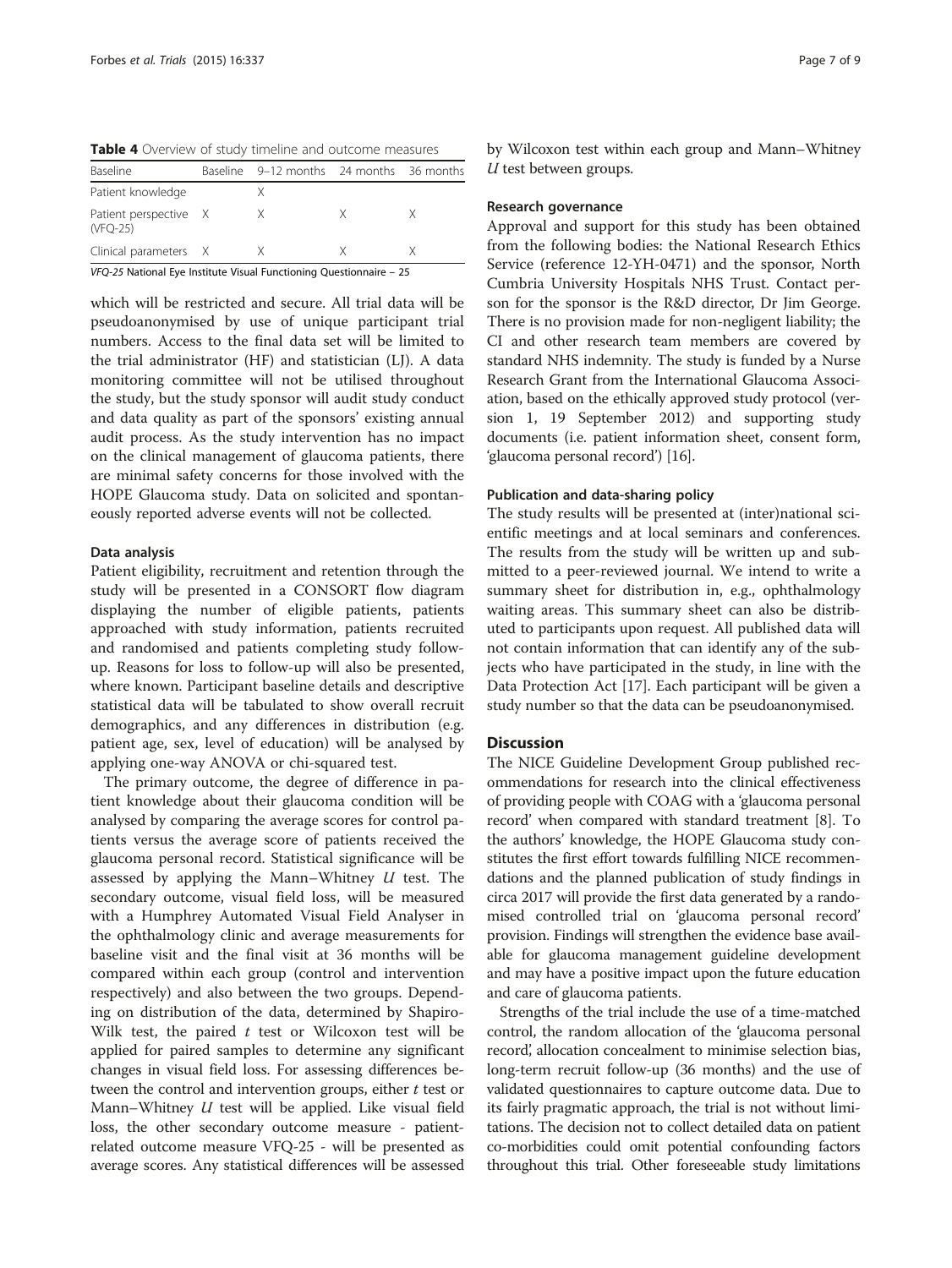**Table 4** Overview of study timeline and outcome measures

| Baseline | Baseline | 9–12 months | 24 months | 36 months |
|---|---|---|---|---|
| Patient knowledge | | X | | |
| Patient perspective (VFQ-25) | X | X | X | X |
| Clinical parameters | X | X | X | X |

*VFQ-25* National Eye Institute Visual Functioning Questionnaire – 25

which will be restricted and secure. All trial data will be pseudoanonymised by use of unique participant trial numbers. Access to the final data set will be limited to the trial administrator (HF) and statistician (LJ). A data monitoring committee will not be utilised throughout the study, but the study sponsor will audit study conduct and data quality as part of the sponsors' existing annual audit process. As the study intervention has no impact on the clinical management of glaucoma patients, there are minimal safety concerns for those involved with the HOPE Glaucoma study. Data on solicited and spontaneously reported adverse events will not be collected.

#### Data analysis

Patient eligibility, recruitment and retention through the study will be presented in a CONSORT flow diagram displaying the number of eligible patients, patients approached with study information, patients recruited and randomised and patients completing study follow-up. Reasons for loss to follow-up will also be presented, where known. Participant baseline details and descriptive statistical data will be tabulated to show overall recruit demographics, and any differences in distribution (e.g. patient age, sex, level of education) will be analysed by applying one-way ANOVA or chi-squared test.

The primary outcome, the degree of difference in patient knowledge about their glaucoma condition will be analysed by comparing the average scores for control patients versus the average score of patients received the glaucoma personal record. Statistical significance will be assessed by applying the Mann–Whitney *U* test. The secondary outcome, visual field loss, will be measured with a Humphrey Automated Visual Field Analyser in the ophthalmology clinic and average measurements for baseline visit and the final visit at 36 months will be compared within each group (control and intervention respectively) and also between the two groups. Depending on distribution of the data, determined by Shapiro-Wilk test, the paired *t* test or Wilcoxon test will be applied for paired samples to determine any significant changes in visual field loss. For assessing differences between the control and intervention groups, either *t* test or Mann–Whitney *U* test will be applied. Like visual field loss, the other secondary outcome measure - patient-related outcome measure VFQ-25 - will be presented as average scores. Any statistical differences will be assessed by Wilcoxon test within each group and Mann–Whitney *U* test between groups.

#### Research governance

Approval and support for this study has been obtained from the following bodies: the National Research Ethics Service (reference 12-YH-0471) and the sponsor, North Cumbria University Hospitals NHS Trust. Contact person for the sponsor is the R&D director, Dr Jim George. There is no provision made for non-negligent liability; the CI and other research team members are covered by standard NHS indemnity. The study is funded by a Nurse Research Grant from the International Glaucoma Association, based on the ethically approved study protocol (version 1, 19 September 2012) and supporting study documents (i.e. patient information sheet, consent form, 'glaucoma personal record') [16].

#### Publication and data-sharing policy

The study results will be presented at (inter)national scientific meetings and at local seminars and conferences. The results from the study will be written up and submitted to a peer-reviewed journal. We intend to write a summary sheet for distribution in, e.g., ophthalmology waiting areas. This summary sheet can also be distributed to participants upon request. All published data will not contain information that can identify any of the subjects who have participated in the study, in line with the Data Protection Act [17]. Each participant will be given a study number so that the data can be pseudoanonymised.

## Discussion

The NICE Guideline Development Group published recommendations for research into the clinical effectiveness of providing people with COAG with a 'glaucoma personal record' when compared with standard treatment [8]. To the authors' knowledge, the HOPE Glaucoma study constitutes the first effort towards fulfilling NICE recommendations and the planned publication of study findings in circa 2017 will provide the first data generated by a randomised controlled trial on 'glaucoma personal record' provision. Findings will strengthen the evidence base available for glaucoma management guideline development and may have a positive impact upon the future education and care of glaucoma patients.

Strengths of the trial include the use of a time-matched control, the random allocation of the 'glaucoma personal record', allocation concealment to minimise selection bias, long-term recruit follow-up (36 months) and the use of validated questionnaires to capture outcome data. Due to its fairly pragmatic approach, the trial is not without limitations. The decision not to collect detailed data on patient co-morbidities could omit potential confounding factors throughout this trial. Other foreseeable study limitations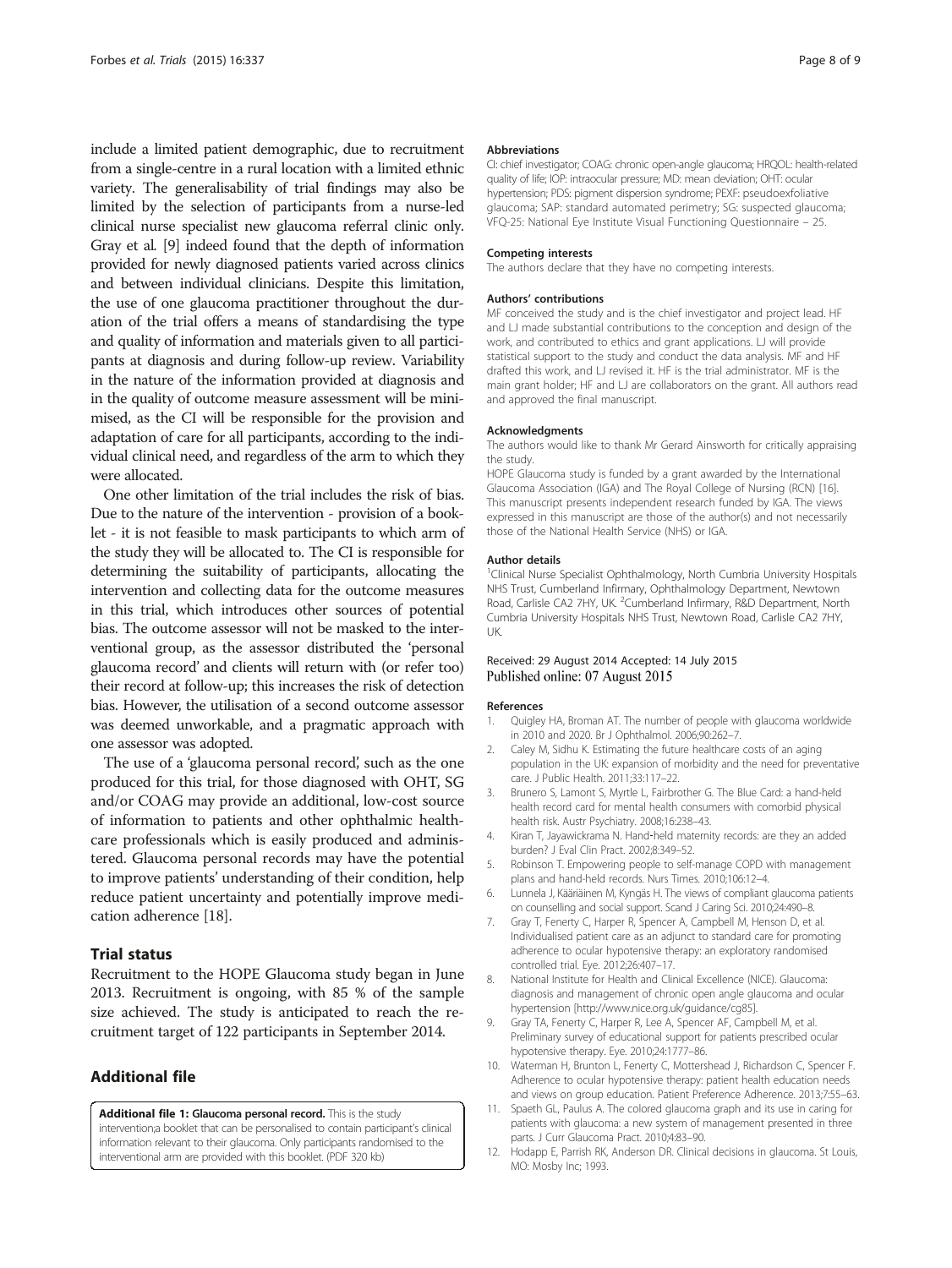include a limited patient demographic, due to recruitment from a single-centre in a rural location with a limited ethnic variety. The generalisability of trial findings may also be limited by the selection of participants from a nurse-led clinical nurse specialist new glaucoma referral clinic only. Gray et al. [9] indeed found that the depth of information provided for newly diagnosed patients varied across clinics and between individual clinicians. Despite this limitation, the use of one glaucoma practitioner throughout the duration of the trial offers a means of standardising the type and quality of information and materials given to all participants at diagnosis and during follow-up review. Variability in the nature of the information provided at diagnosis and in the quality of outcome measure assessment will be minimised, as the CI will be responsible for the provision and adaptation of care for all participants, according to the individual clinical need, and regardless of the arm to which they were allocated.

One other limitation of the trial includes the risk of bias. Due to the nature of the intervention - provision of a booklet - it is not feasible to mask participants to which arm of the study they will be allocated to. The CI is responsible for determining the suitability of participants, allocating the intervention and collecting data for the outcome measures in this trial, which introduces other sources of potential bias. The outcome assessor will not be masked to the interventional group, as the assessor distributed the 'personal glaucoma record' and clients will return with (or refer too) their record at follow-up; this increases the risk of detection bias. However, the utilisation of a second outcome assessor was deemed unworkable, and a pragmatic approach with one assessor was adopted.

The use of a 'glaucoma personal record', such as the one produced for this trial, for those diagnosed with OHT, SG and/or COAG may provide an additional, low-cost source of information to patients and other ophthalmic health-care professionals which is easily produced and administered. Glaucoma personal records may have the potential to improve patients' understanding of their condition, help reduce patient uncertainty and potentially improve medication adherence [18].

## Trial status

Recruitment to the HOPE Glaucoma study began in June 2013. Recruitment is ongoing, with 85 % of the sample size achieved. The study is anticipated to reach the recruitment target of 122 participants in September 2014.

## Additional file

**Additional file 1: Glaucoma personal record.** This is the study intervention;a booklet that can be personalised to contain participant's clinical information relevant to their glaucoma. Only participants randomised to the interventional arm are provided with this booklet. (PDF 320 kb)

#### Abbreviations

CI: chief investigator; COAG: chronic open-angle glaucoma; HRQOL: health-related quality of life; IOP: intraocular pressure; MD: mean deviation; OHT: ocular hypertension; PDS: pigment dispersion syndrome; PEXF: pseudoexfoliative glaucoma; SAP: standard automated perimetry; SG: suspected glaucoma; VFQ-25: National Eye Institute Visual Functioning Questionnaire – 25.

#### Competing interests

The authors declare that they have no competing interests.

#### Authors' contributions

MF conceived the study and is the chief investigator and project lead. HF and LJ made substantial contributions to the conception and design of the work, and contributed to ethics and grant applications. LJ will provide statistical support to the study and conduct the data analysis. MF and HF drafted this work, and LJ revised it. HF is the trial administrator. MF is the main grant holder; HF and LJ are collaborators on the grant. All authors read and approved the final manuscript.

#### Acknowledgments

The authors would like to thank Mr Gerard Ainsworth for critically appraising the study.

HOPE Glaucoma study is funded by a grant awarded by the International Glaucoma Association (IGA) and The Royal College of Nursing (RCN) [16]. This manuscript presents independent research funded by IGA. The views expressed in this manuscript are those of the author(s) and not necessarily those of the National Health Service (NHS) or IGA.

#### Author details

[1]Clinical Nurse Specialist Ophthalmology, North Cumbria University Hospitals NHS Trust, Cumberland Infirmary, Ophthalmology Department, Newtown Road, Carlisle CA2 7HY, UK. [2]Cumberland Infirmary, R&D Department, North Cumbria University Hospitals NHS Trust, Newtown Road, Carlisle CA2 7HY, UK.

Received: 29 August 2014 Accepted: 14 July 2015
Published online: 07 August 2015

#### References

1. Quigley HA, Broman AT. The number of people with glaucoma worldwide in 2010 and 2020. Br J Ophthalmol. 2006;90:262–7.
2. Caley M, Sidhu K. Estimating the future healthcare costs of an aging population in the UK: expansion of morbidity and the need for preventative care. J Public Health. 2011;33:117–22.
3. Brunero S, Lamont S, Myrtle L, Fairbrother G. The Blue Card: a hand-held health record card for mental health consumers with comorbid physical health risk. Austr Psychiatry. 2008;16:238–43.
4. Kiran T, Jayawickrama N. Hand-held maternity records: are they an added burden? J Eval Clin Pract. 2002;8:349–52.
5. Robinson T. Empowering people to self-manage COPD with management plans and hand-held records. Nurs Times. 2010;106:12–4.
6. Lunnela J, Kääriäinen M, Kyngäs H. The views of compliant glaucoma patients on counselling and social support. Scand J Caring Sci. 2010;24:490–8.
7. Gray T, Fenerty C, Harper R, Spencer A, Campbell M, Henson D, et al. Individualised patient care as an adjunct to standard care for promoting adherence to ocular hypotensive therapy: an exploratory randomised controlled trial. Eye. 2012;26:407–17.
8. National Institute for Health and Clinical Excellence (NICE). Glaucoma: diagnosis and management of chronic open angle glaucoma and ocular hypertension [http://www.nice.org.uk/guidance/cg85].
9. Gray TA, Fenerty C, Harper R, Lee A, Spencer AF, Campbell M, et al. Preliminary survey of educational support for patients prescribed ocular hypotensive therapy. Eye. 2010;24:1777–86.
10. Waterman H, Brunton L, Fenerty C, Mottershead J, Richardson C, Spencer F. Adherence to ocular hypotensive therapy: patient health education needs and views on group education. Patient Preference Adherence. 2013;7:55–63.
11. Spaeth GL, Paulus A. The colored glaucoma graph and its use in caring for patients with glaucoma: a new system of management presented in three parts. J Curr Glaucoma Pract. 2010;4:83–90.
12. Hodapp E, Parrish RK, Anderson DR. Clinical decisions in glaucoma. St Louis, MO: Mosby Inc; 1993.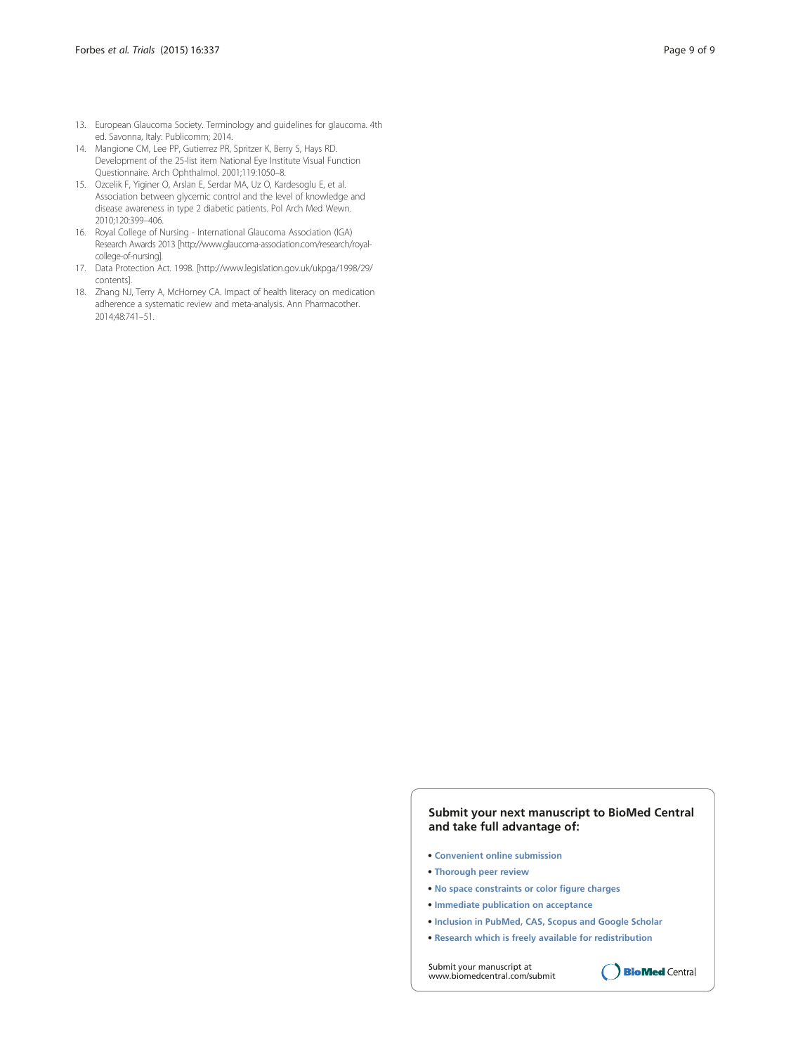13. European Glaucoma Society. Terminology and guidelines for glaucoma. 4th ed. Savonna, Italy: Publicomm; 2014.
14. Mangione CM, Lee PP, Gutierrez PR, Spritzer K, Berry S, Hays RD. Development of the 25-list item National Eye Institute Visual Function Questionnaire. Arch Ophthalmol. 2001;119:1050–8.
15. Ozcelik F, Yiginer O, Arslan E, Serdar MA, Uz O, Kardesoglu E, et al. Association between glycemic control and the level of knowledge and disease awareness in type 2 diabetic patients. Pol Arch Med Wewn. 2010;120:399–406.
16. Royal College of Nursing - International Glaucoma Association (IGA) Research Awards 2013 [http://www.glaucoma-association.com/research/royal-college-of-nursing].
17. Data Protection Act. 1998. [http://www.legislation.gov.uk/ukpga/1998/29/contents].
18. Zhang NJ, Terry A, McHorney CA. Impact of health literacy on medication adherence a systematic review and meta-analysis. Ann Pharmacother. 2014;48:741–51.

**Submit your next manuscript to BioMed Central and take full advantage of:**

- **Convenient online submission**
- **Thorough peer review**
- **No space constraints or color figure charges**
- **Immediate publication on acceptance**
- **Inclusion in PubMed, CAS, Scopus and Google Scholar**
- **Research which is freely available for redistribution**

Submit your manuscript at
www.biomedcentral.com/submit

BioMed Central